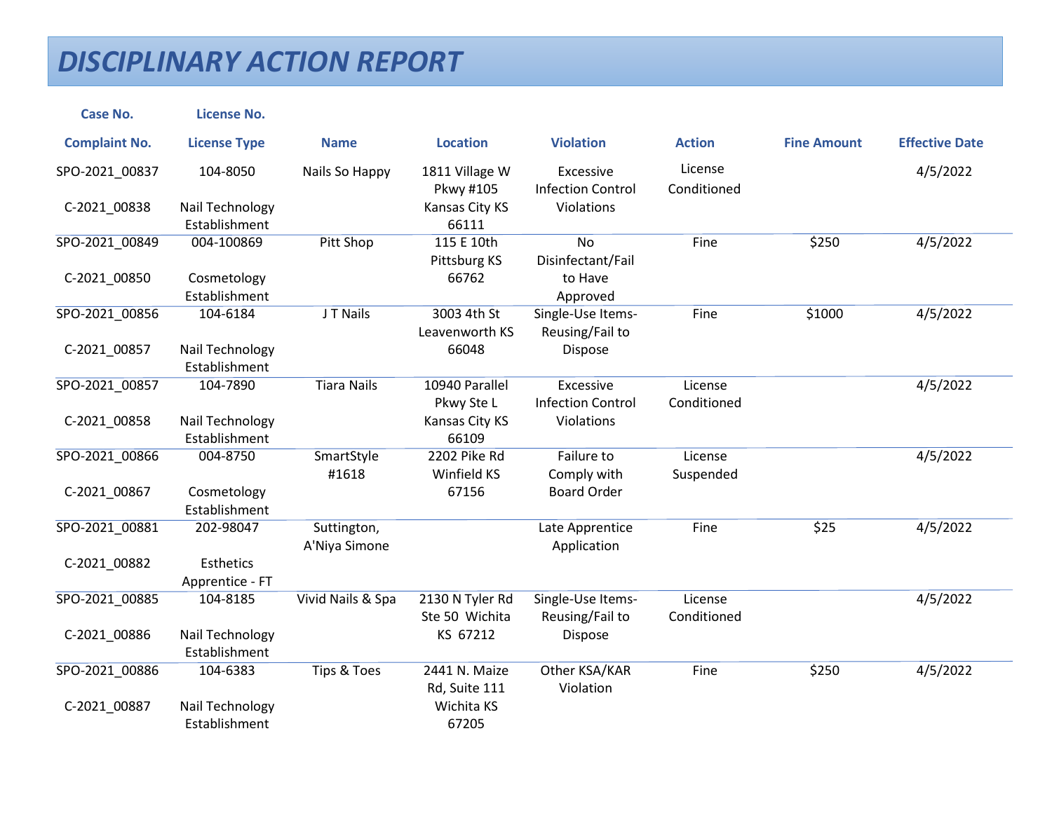# *DISCIPLINARY ACTION REPORT*

| Case No.<br>Complaint No. | License No.<br>License Type | Name | Location | Violation | Action | Fine Amount | Effective Date |
|---|---|---|---|---|---|---|---|
| SPO-2021_00837<br>C-2021_00838 | 104-8050<br>Nail Technology Establishment | Nails So Happy | 1811 Village W Pkwy #105 Kansas City KS 66111 | Excessive Infection Control Violations | License Conditioned | | 4/5/2022 |
| SPO-2021_00849<br>C-2021_00850 | 004-100869<br>Cosmetology Establishment | Pitt Shop | 115 E 10th Pittsburg KS 66762 | No Disinfectant/Fail to Have Approved | Fine | $250 | 4/5/2022 |
| SPO-2021_00856<br>C-2021_00857 | 104-6184<br>Nail Technology Establishment | J T Nails | 3003 4th St Leavenworth KS 66048 | Single-Use Items-Reusing/Fail to Dispose | Fine | $1000 | 4/5/2022 |
| SPO-2021_00857<br>C-2021_00858 | 104-7890<br>Nail Technology Establishment | Tiara Nails | 10940 Parallel Pkwy Ste L Kansas City KS 66109 | Excessive Infection Control Violations | License Conditioned | | 4/5/2022 |
| SPO-2021_00866<br>C-2021_00867 | 004-8750<br>Cosmetology Establishment | SmartStyle #1618 | 2202 Pike Rd Winfield KS 67156 | Failure to Comply with Board Order | License Suspended | | 4/5/2022 |
| SPO-2021_00881<br>C-2021_00882 | 202-98047<br>Esthetics Apprentice - FT | Suttington, A'Niya Simone | | Late Apprentice Application | Fine | $25 | 4/5/2022 |
| SPO-2021_00885<br>C-2021_00886 | 104-8185<br>Nail Technology Establishment | Vivid Nails & Spa | 2130 N Tyler Rd Ste 50 Wichita KS 67212 | Single-Use Items-Reusing/Fail to Dispose | License Conditioned | | 4/5/2022 |
| SPO-2021_00886<br>C-2021_00887 | 104-6383<br>Nail Technology Establishment | Tips & Toes | 2441 N. Maize Rd, Suite 111 Wichita KS 67205 | Other KSA/KAR Violation | Fine | $250 | 4/5/2022 |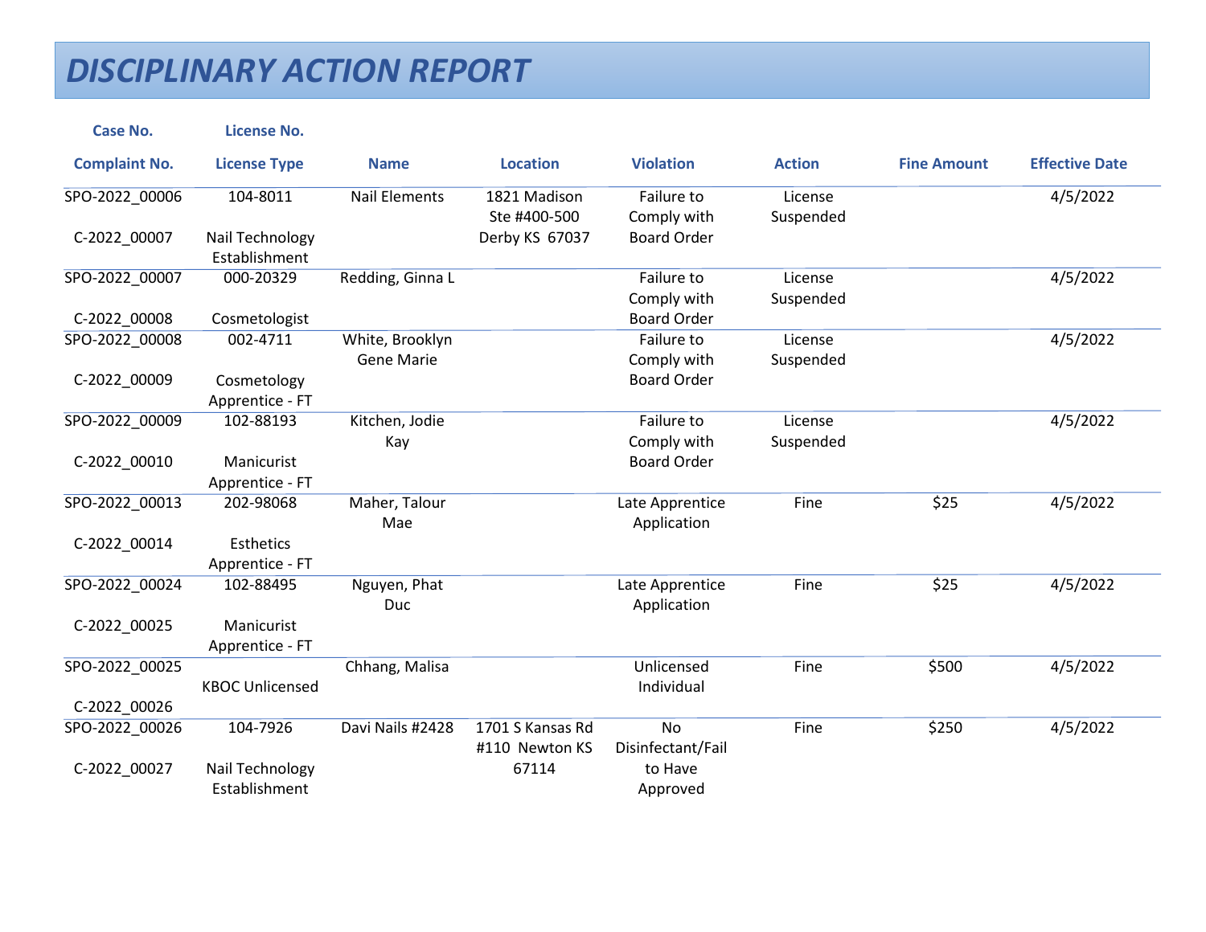# DISCIPLINARY ACTION REPORT

| Case No. / Complaint No. | License No. / License Type | Name | Location | Violation | Action | Fine Amount | Effective Date |
|---|---|---|---|---|---|---|---|
| SPO-2022_00006 C-2022_00007 | 104-8011 Nail Technology Establishment | Nail Elements | 1821 Madison Ste #400-500 Derby KS 67037 | Failure to Comply with Board Order | License Suspended | | 4/5/2022 |
| SPO-2022_00007 C-2022_00008 | 000-20329 Cosmetologist | Redding, Ginna L | | Failure to Comply with Board Order | License Suspended | | 4/5/2022 |
| SPO-2022_00008 C-2022_00009 | 002-4711 Cosmetology Apprentice - FT | White, Brooklyn Gene Marie | | Failure to Comply with Board Order | License Suspended | | 4/5/2022 |
| SPO-2022_00009 C-2022_00010 | 102-88193 Manicurist Apprentice - FT | Kitchen, Jodie Kay | | Failure to Comply with Board Order | License Suspended | | 4/5/2022 |
| SPO-2022_00013 C-2022_00014 | 202-98068 Esthetics Apprentice - FT | Maher, Talour Mae | | Late Apprentice Application | Fine | $25 | 4/5/2022 |
| SPO-2022_00024 C-2022_00025 | 102-88495 Manicurist Apprentice - FT | Nguyen, Phat Duc | | Late Apprentice Application | Fine | $25 | 4/5/2022 |
| SPO-2022_00025 C-2022_00026 | KBOC Unlicensed | Chhang, Malisa | | Unlicensed Individual | Fine | $500 | 4/5/2022 |
| SPO-2022_00026 C-2022_00027 | 104-7926 Nail Technology Establishment | Davi Nails #2428 | 1701 S Kansas Rd #110 Newton KS 67114 | No Disinfectant/Fail to Have Approved | Fine | $250 | 4/5/2022 |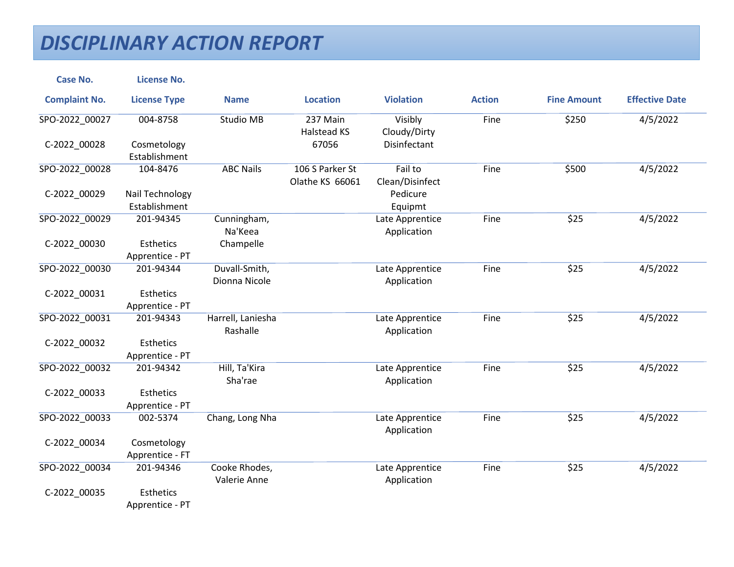# DISCIPLINARY ACTION REPORT

| Case No. / Complaint No. | License No. / License Type | Name | Location | Violation | Action | Fine Amount | Effective Date |
|---|---|---|---|---|---|---|---|
| SPO-2022_00027 / C-2022_00028 | 004-8758 / Cosmetology Establishment | Studio MB | 237 Main Halstead KS 67056 | Visibly Cloudy/Dirty Disinfectant | Fine | $250 | 4/5/2022 |
| SPO-2022_00028 / C-2022_00029 | 104-8476 / Nail Technology Establishment | ABC Nails | 106 S Parker St Olathe KS 66061 | Fail to Clean/Disinfect Pedicure Equipmt | Fine | $500 | 4/5/2022 |
| SPO-2022_00029 / C-2022_00030 | 201-94345 / Esthetics Apprentice - PT | Cunningham, Na'Keea Champelle | | Late Apprentice Application | Fine | $25 | 4/5/2022 |
| SPO-2022_00030 / C-2022_00031 | 201-94344 / Esthetics Apprentice - PT | Duvall-Smith, Dionna Nicole | | Late Apprentice Application | Fine | $25 | 4/5/2022 |
| SPO-2022_00031 / C-2022_00032 | 201-94343 / Esthetics Apprentice - PT | Harrell, Laniesha Rashalle | | Late Apprentice Application | Fine | $25 | 4/5/2022 |
| SPO-2022_00032 / C-2022_00033 | 201-94342 / Esthetics Apprentice - PT | Hill, Ta'Kira Sha'rae | | Late Apprentice Application | Fine | $25 | 4/5/2022 |
| SPO-2022_00033 / C-2022_00034 | 002-5374 / Cosmetology Apprentice - FT | Chang, Long Nha | | Late Apprentice Application | Fine | $25 | 4/5/2022 |
| SPO-2022_00034 / C-2022_00035 | 201-94346 / Esthetics Apprentice - PT | Cooke Rhodes, Valerie Anne | | Late Apprentice Application | Fine | $25 | 4/5/2022 |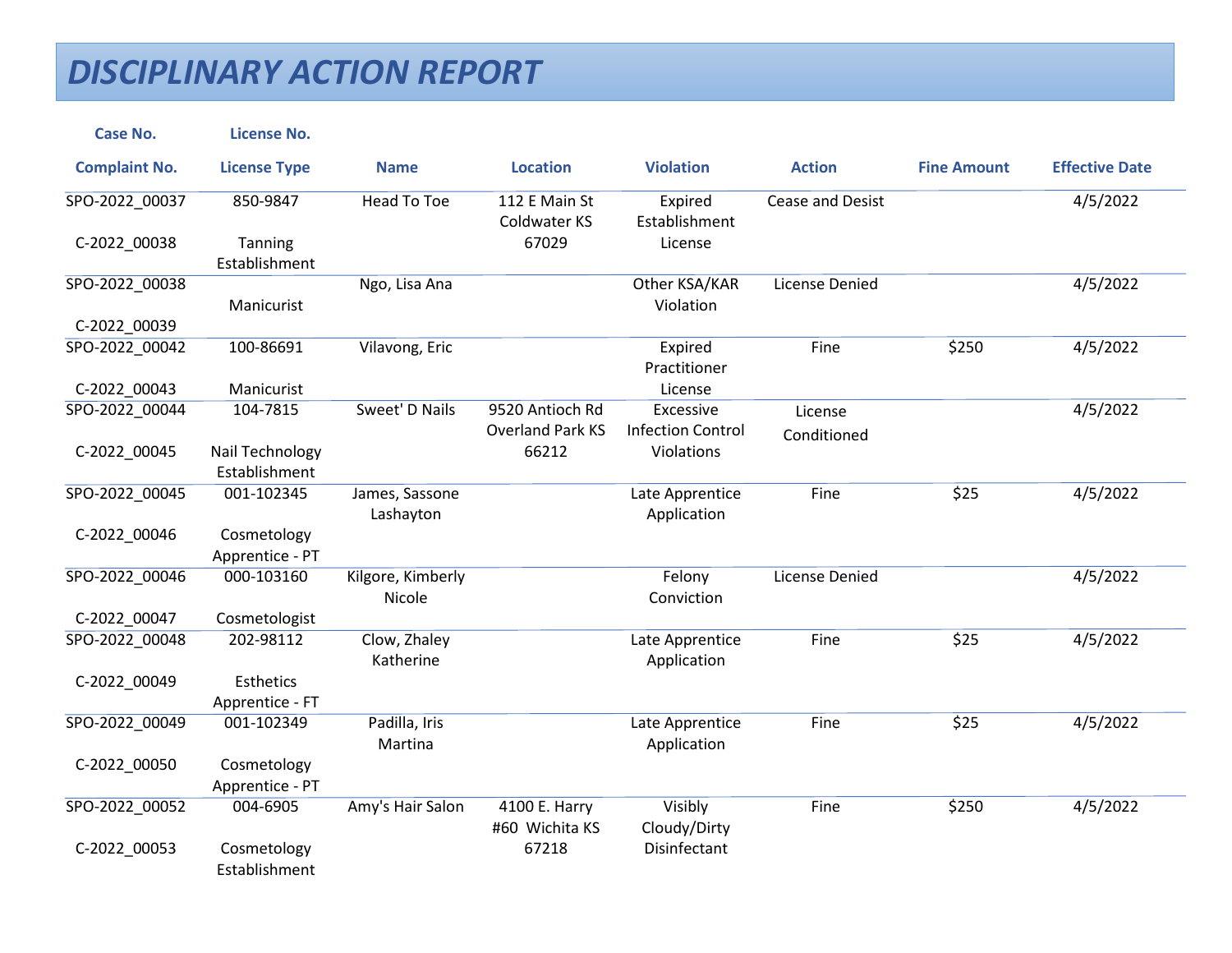# DISCIPLINARY ACTION REPORT

| Case No.<br>Complaint No. | License No.<br>License Type | Name | Location | Violation | Action | Fine Amount | Effective Date |
|---|---|---|---|---|---|---|---|
| SPO-2022_00037<br>C-2022_00038 | 850-9847<br>Tanning Establishment | Head To Toe | 112 E Main St Coldwater KS 67029 | Expired Establishment License | Cease and Desist | | 4/5/2022 |
| SPO-2022_00038<br>C-2022_00039 | Manicurist | Ngo, Lisa Ana | | Other KSA/KAR Violation | License Denied | | 4/5/2022 |
| SPO-2022_00042<br>C-2022_00043 | 100-86691<br>Manicurist | Vilavong, Eric | | Expired Practitioner License | Fine | $250 | 4/5/2022 |
| SPO-2022_00044<br>C-2022_00045 | 104-7815<br>Nail Technology Establishment | Sweet' D Nails | 9520 Antioch Rd Overland Park KS 66212 | Excessive Infection Control Violations | License Conditioned | | 4/5/2022 |
| SPO-2022_00045<br>C-2022_00046 | 001-102345<br>Cosmetology Apprentice - PT | James, Sassone Lashayton | | Late Apprentice Application | Fine | $25 | 4/5/2022 |
| SPO-2022_00046<br>C-2022_00047 | 000-103160<br>Cosmetologist | Kilgore, Kimberly Nicole | | Felony Conviction | License Denied | | 4/5/2022 |
| SPO-2022_00048<br>C-2022_00049 | 202-98112<br>Esthetics Apprentice - FT | Clow, Zhaley Katherine | | Late Apprentice Application | Fine | $25 | 4/5/2022 |
| SPO-2022_00049<br>C-2022_00050 | 001-102349<br>Cosmetology Apprentice - PT | Padilla, Iris Martina | | Late Apprentice Application | Fine | $25 | 4/5/2022 |
| SPO-2022_00052<br>C-2022_00053 | 004-6905<br>Cosmetology Establishment | Amy's Hair Salon | 4100 E. Harry #60 Wichita KS 67218 | Visibly Cloudy/Dirty Disinfectant | Fine | $250 | 4/5/2022 |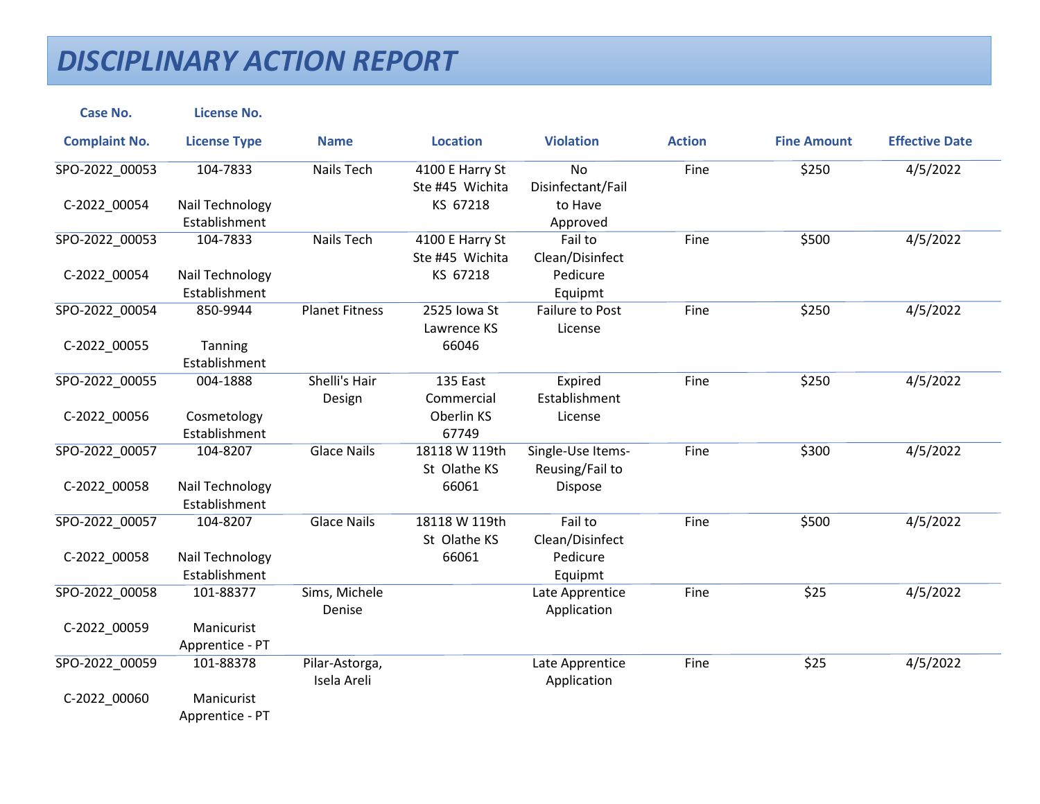# DISCIPLINARY ACTION REPORT

| Case No. / Complaint No. | License No. / License Type | Name | Location | Violation | Action | Fine Amount | Effective Date |
|---|---|---|---|---|---|---|---|
| SPO-2022_00053 C-2022_00054 | 104-7833 Nail Technology Establishment | Nails Tech | 4100 E Harry St Ste #45 Wichita KS 67218 | No Disinfectant/Fail to Have Approved | Fine | $250 | 4/5/2022 |
| SPO-2022_00053 C-2022_00054 | 104-7833 Nail Technology Establishment | Nails Tech | 4100 E Harry St Ste #45 Wichita KS 67218 | Fail to Clean/Disinfect Pedicure Equipmt | Fine | $500 | 4/5/2022 |
| SPO-2022_00054 C-2022_00055 | 850-9944 Tanning Establishment | Planet Fitness | 2525 Iowa St Lawrence KS 66046 | Failure to Post License | Fine | $250 | 4/5/2022 |
| SPO-2022_00055 C-2022_00056 | 004-1888 Cosmetology Establishment | Shelli's Hair Design | 135 East Commercial Oberlin KS 67749 | Expired Establishment License | Fine | $250 | 4/5/2022 |
| SPO-2022_00057 C-2022_00058 | 104-8207 Nail Technology Establishment | Glace Nails | 18118 W 119th St Olathe KS 66061 | Single-Use Items-Reusing/Fail to Dispose | Fine | $300 | 4/5/2022 |
| SPO-2022_00057 C-2022_00058 | 104-8207 Nail Technology Establishment | Glace Nails | 18118 W 119th St Olathe KS 66061 | Fail to Clean/Disinfect Pedicure Equipmt | Fine | $500 | 4/5/2022 |
| SPO-2022_00058 C-2022_00059 | 101-88377 Manicurist Apprentice - PT | Sims, Michele Denise | | Late Apprentice Application | Fine | $25 | 4/5/2022 |
| SPO-2022_00059 C-2022_00060 | 101-88378 Manicurist Apprentice - PT | Pilar-Astorga, Isela Areli | | Late Apprentice Application | Fine | $25 | 4/5/2022 |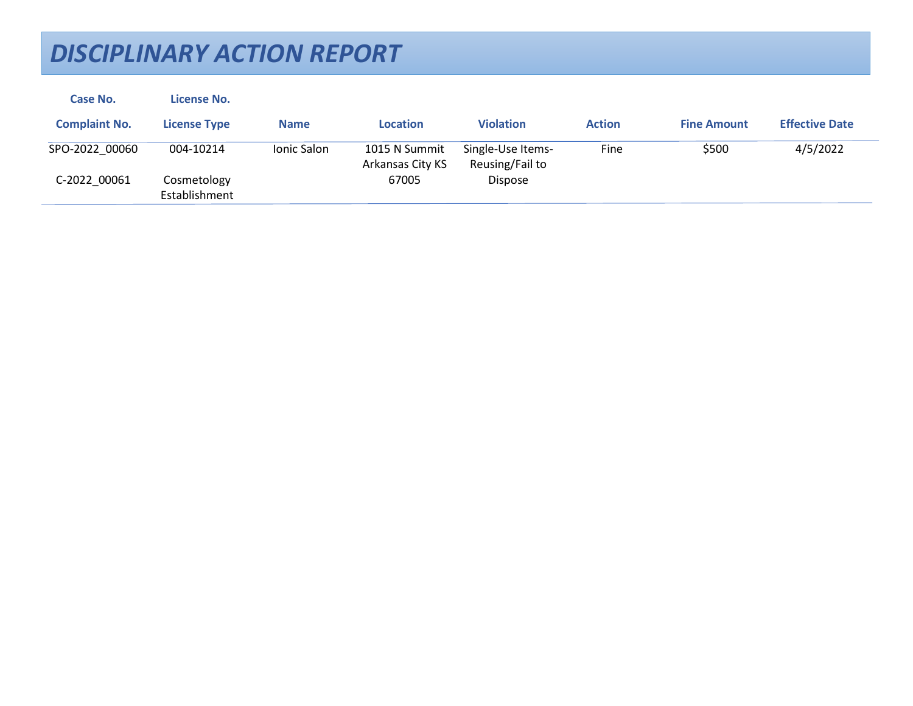# *DISCIPLINARY ACTION REPORT*

| Case No.<br>Complaint No. | License No.<br>License Type | Name | Location | Violation | Action | Fine Amount | Effective Date |
|---|---|---|---|---|---|---|---|
| SPO-2022_00060<br>C-2022_00061 | 004-10214<br>Cosmetology Establishment | Ionic Salon | 1015 N Summit Arkansas City KS 67005 | Single-Use Items-Reusing/Fail to Dispose | Fine | $500 | 4/5/2022 |